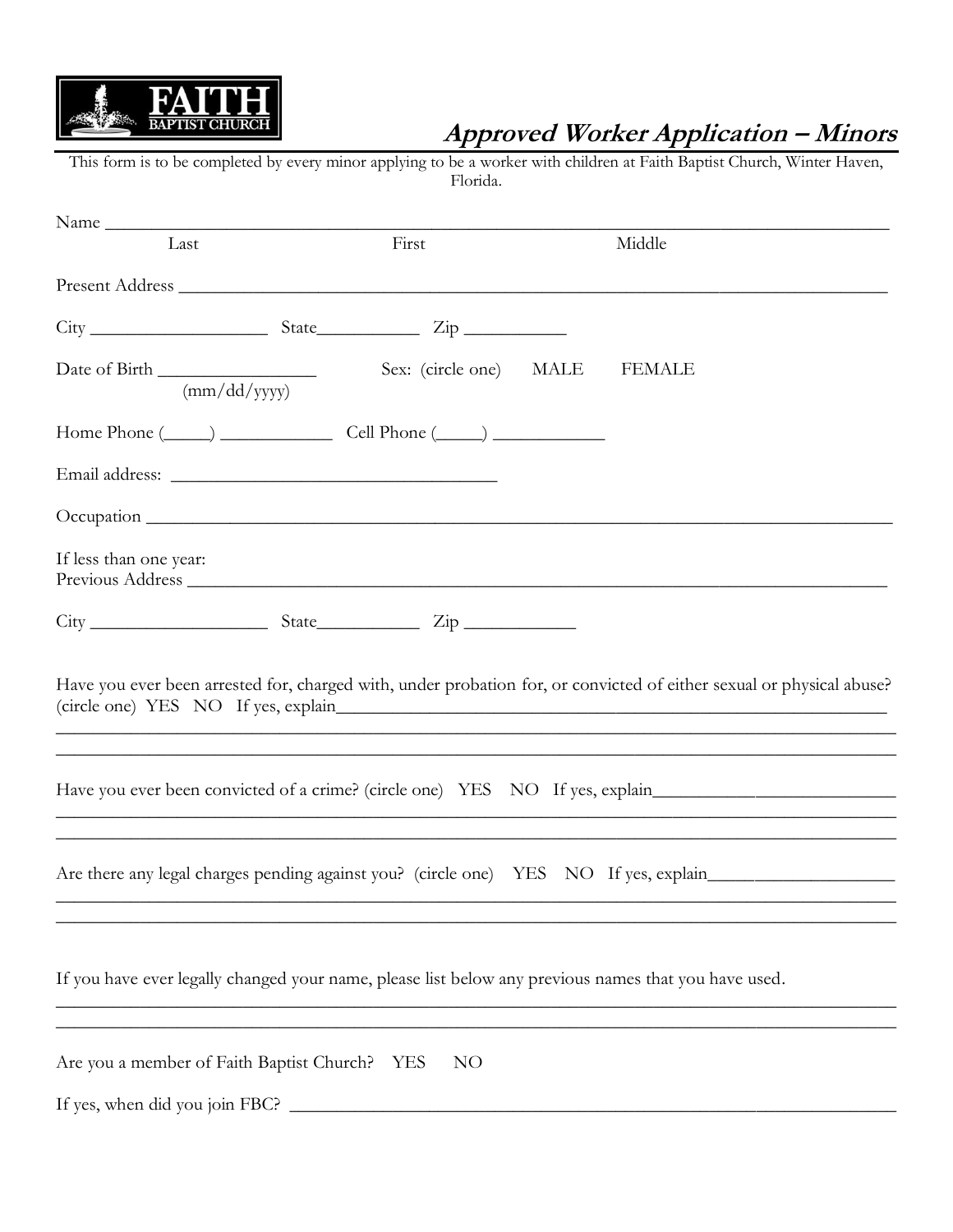FAITH
BAPTIST CHURCH

# *Approved Worker Application – Minors*

This form is to be completed by every minor applying to be a worker with children at Faith Baptist Church, Winter Haven, Florida.

Name ______________________________________________________________________________
Last First Middle

Present Address _______________________________________________________________________

City ___________________ State___________ Zip ___________

Date of Birth _________________ (mm/dd/yyyy) Sex: (circle one) MALE FEMALE

Home Phone (_____) ____________ Cell Phone (_____) ____________

Email address: ___________________________________

Occupation ____________________________________________________________________________

If less than one year:
Previous Address _______________________________________________________________________

City ___________________ State___________ Zip ____________

Have you ever been arrested for, charged with, under probation for, or convicted of either sexual or physical abuse? (circle one) YES NO If yes, explain________________________________________________________________
_____________________________________________________________________________________
_____________________________________________________________________________________

Have you ever been convicted of a crime? (circle one) YES NO If yes, explain___________________________
_____________________________________________________________________________________
_____________________________________________________________________________________

Are there any legal charges pending against you? (circle one) YES NO If yes, explain____________________
_____________________________________________________________________________________
_____________________________________________________________________________________

If you have ever legally changed your name, please list below any previous names that you have used.
_____________________________________________________________________________________
_____________________________________________________________________________________

Are you a member of Faith Baptist Church? YES NO

If yes, when did you join FBC? ____________________________________________________________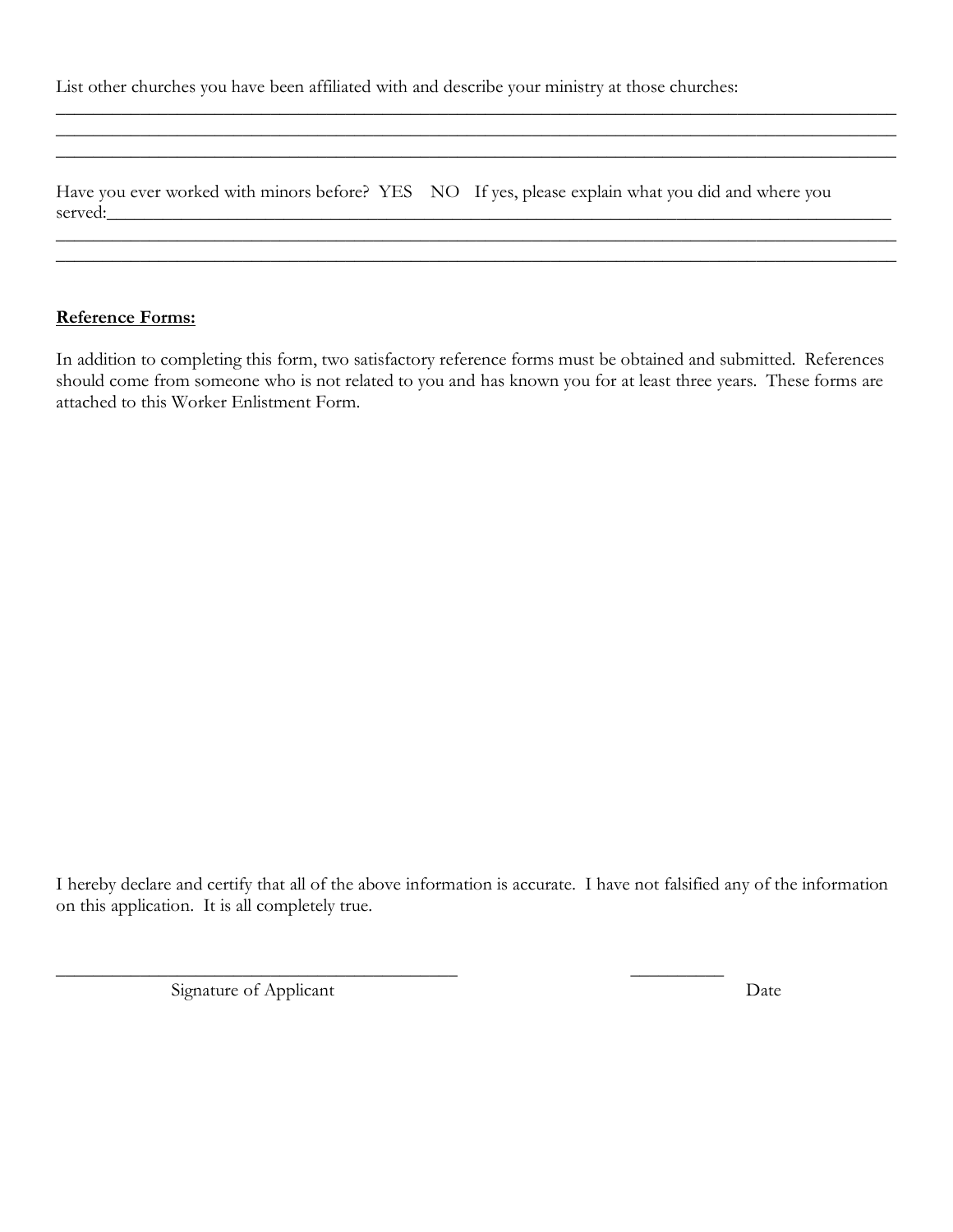List other churches you have been affiliated with and describe your ministry at those churches:
________________________________________________________________________________________________
________________________________________________________________________________________________
________________________________________________________________________________________________

Have you ever worked with minors before? YES NO If yes, please explain what you did and where you served:_________________________________________________________________________________________
________________________________________________________________________________________________
________________________________________________________________________________________________

**<u>Reference Forms:</u>**

In addition to completing this form, two satisfactory reference forms must be obtained and submitted. References should come from someone who is not related to you and has known you for at least three years. These forms are attached to this Worker Enlistment Form.

I hereby declare and certify that all of the above information is accurate. I have not falsified any of the information on this application. It is all completely true.

_____________________________________________ __________

Signature of Applicant Date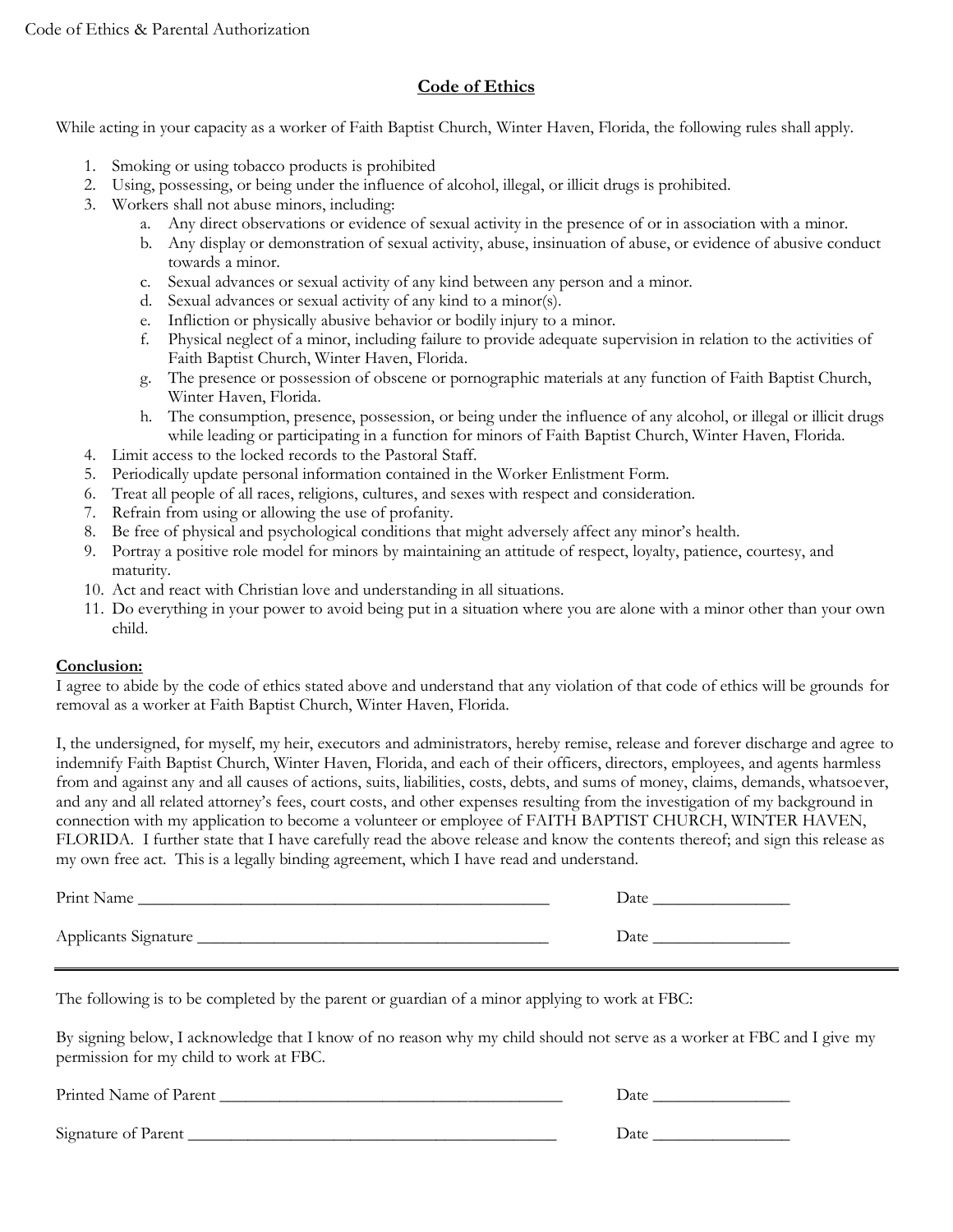## Code of Ethics

While acting in your capacity as a worker of Faith Baptist Church, Winter Haven, Florida, the following rules shall apply.

1. Smoking or using tobacco products is prohibited
2. Using, possessing, or being under the influence of alcohol, illegal, or illicit drugs is prohibited.
3. Workers shall not abuse minors, including:
   a. Any direct observations or evidence of sexual activity in the presence of or in association with a minor.
   b. Any display or demonstration of sexual activity, abuse, insinuation of abuse, or evidence of abusive conduct towards a minor.
   c. Sexual advances or sexual activity of any kind between any person and a minor.
   d. Sexual advances or sexual activity of any kind to a minor(s).
   e. Infliction or physically abusive behavior or bodily injury to a minor.
   f. Physical neglect of a minor, including failure to provide adequate supervision in relation to the activities of Faith Baptist Church, Winter Haven, Florida.
   g. The presence or possession of obscene or pornographic materials at any function of Faith Baptist Church, Winter Haven, Florida.
   h. The consumption, presence, possession, or being under the influence of any alcohol, or illegal or illicit drugs while leading or participating in a function for minors of Faith Baptist Church, Winter Haven, Florida.
4. Limit access to the locked records to the Pastoral Staff.
5. Periodically update personal information contained in the Worker Enlistment Form.
6. Treat all people of all races, religions, cultures, and sexes with respect and consideration.
7. Refrain from using or allowing the use of profanity.
8. Be free of physical and psychological conditions that might adversely affect any minor's health.
9. Portray a positive role model for minors by maintaining an attitude of respect, loyalty, patience, courtesy, and maturity.
10. Act and react with Christian love and understanding in all situations.
11. Do everything in your power to avoid being put in a situation where you are alone with a minor other than your own child.

**Conclusion:**

I agree to abide by the code of ethics stated above and understand that any violation of that code of ethics will be grounds for removal as a worker at Faith Baptist Church, Winter Haven, Florida.

I, the undersigned, for myself, my heir, executors and administrators, hereby remise, release and forever discharge and agree to indemnify Faith Baptist Church, Winter Haven, Florida, and each of their officers, directors, employees, and agents harmless from and against any and all causes of actions, suits, liabilities, costs, debts, and sums of money, claims, demands, whatsoever, and any and all related attorney's fees, court costs, and other expenses resulting from the investigation of my background in connection with my application to become a volunteer or employee of FAITH BAPTIST CHURCH, WINTER HAVEN, FLORIDA. I further state that I have carefully read the above release and know the contents thereof; and sign this release as my own free act. This is a legally binding agreement, which I have read and understand.

Print Name ____________________________________________ Date _______________

Applicants Signature ____________________________________ Date _______________

---

The following is to be completed by the parent or guardian of a minor applying to work at FBC:

By signing below, I acknowledge that I know of no reason why my child should not serve as a worker at FBC and I give my permission for my child to work at FBC.

Printed Name of Parent ____________________________________ Date _______________

Signature of Parent ______________________________________ Date _______________